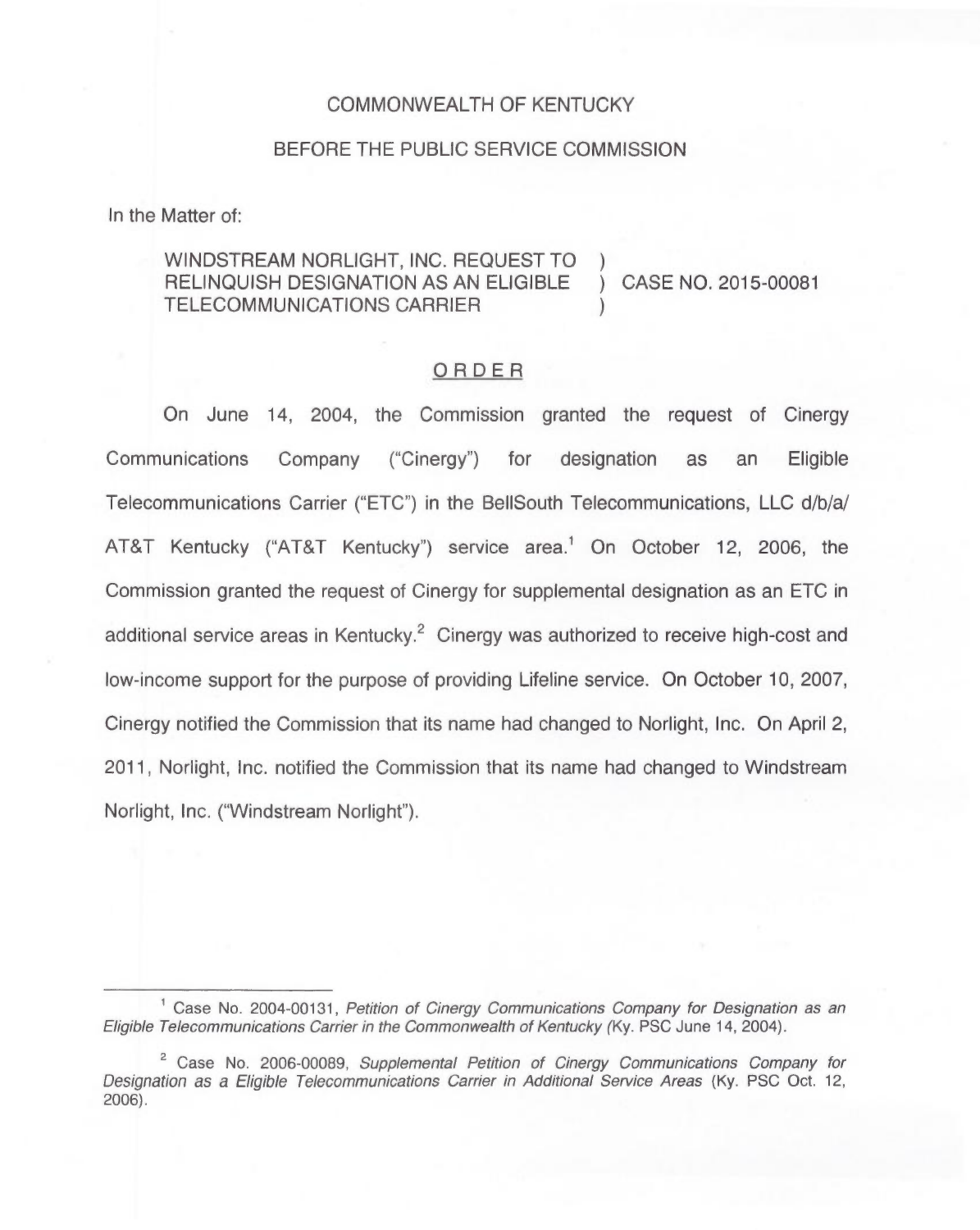COMMONWEALTH OF KENTUCKY

BEFORE THE PUBLIC SERVICE COMMISSION

In the Matter of:

WINDSTREAM NORLIGHT, INC. REQUEST TO RELINQUISH DESIGNATION AS AN ELIGIBLE TELECOMMUNICATIONS CARRIER ) CASE NO. 2015-00081

## ORDER

On June 14, 2004, the Commission granted the request of Cinergy Communications Company ("Cinergy") for designation as an Eligible Telecommunications Carrier ("ETC") in the BellSouth Telecommunications, LLC d/b/a/ AT&T Kentucky ("AT&T Kentucky") service area.[1] On October 12, 2006, the Commission granted the request of Cinergy for supplemental designation as an ETC in additional service areas in Kentucky.[2] Cinergy was authorized to receive high-cost and low-income support for the purpose of providing Lifeline service. On October 10, 2007, Cinergy notified the Commission that its name had changed to Norlight, Inc. On April 2, 2011, Norlight, Inc. notified the Commission that its name had changed to Windstream Norlight, Inc. ("Windstream Norlight").

---

[1] Case No. 2004-00131, *Petition of Cinergy Communications Company for Designation as an Eligible Telecommunications Carrier in the Commonwealth of Kentucky* (Ky. PSC June 14, 2004).

[2] Case No. 2006-00089, *Supplemental Petition of Cinergy Communications Company for Designation as a Eligible Telecommunications Carrier in Additional Service Areas* (Ky. PSC Oct. 12, 2006).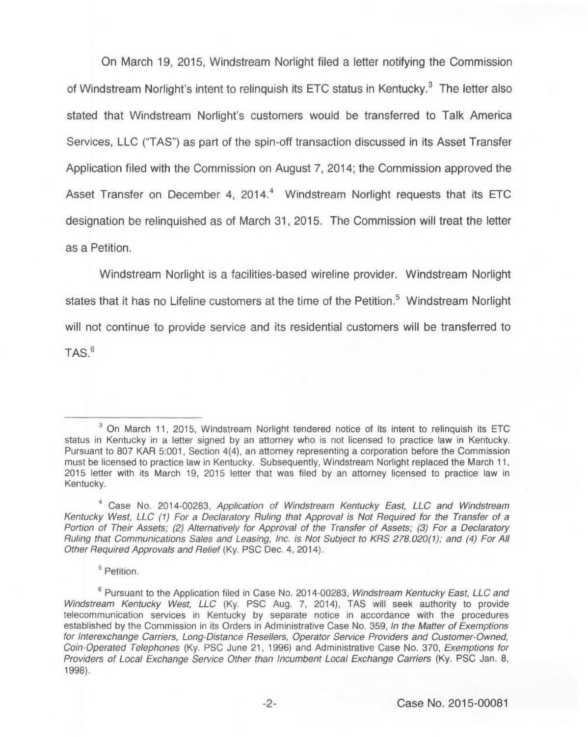On March 19, 2015, Windstream Norlight filed a letter notifying the Commission of Windstream Norlight's intent to relinquish its ETC status in Kentucky.[3] The letter also stated that Windstream Norlight's customers would be transferred to Talk America Services, LLC ("TAS") as part of the spin-off transaction discussed in its Asset Transfer Application filed with the Commission on August 7, 2014; the Commission approved the Asset Transfer on December 4, 2014.[4] Windstream Norlight requests that its ETC designation be relinquished as of March 31, 2015. The Commission will treat the letter as a Petition.

Windstream Norlight is a facilities-based wireline provider. Windstream Norlight states that it has no Lifeline customers at the time of the Petition.[5] Windstream Norlight will not continue to provide service and its residential customers will be transferred to TAS.[6]

---

[3] On March 11, 2015, Windstream Norlight tendered notice of its intent to relinquish its ETC status in Kentucky in a letter signed by an attorney who is not licensed to practice law in Kentucky. Pursuant to 807 KAR 5:001, Section 4(4), an attorney representing a corporation before the Commission must be licensed to practice law in Kentucky. Subsequently, Windstream Norlight replaced the March 11, 2015 letter with its March 19, 2015 letter that was filed by an attorney licensed to practice law in Kentucky.

[4] Case No. 2014-00283, *Application of Windstream Kentucky East, LLC and Windstream Kentucky West, LLC (1) For a Declaratory Ruling that Approval is Not Required for the Transfer of a Portion of Their Assets; (2) Alternatively for Approval of the Transfer of Assets; (3) For a Declaratory Ruling that Communications Sales and Leasing, Inc. is Not Subject to KRS 278.020(1); and (4) For All Other Required Approvals and Relief* (Ky. PSC Dec. 4, 2014).

[5] Petition.

[6] Pursuant to the Application filed in Case No. 2014-00283, *Windstream Kentucky East, LLC and Windstream Kentucky West, LLC* (Ky. PSC Aug. 7, 2014), TAS will seek authority to provide telecommunication services in Kentucky by separate notice in accordance with the procedures established by the Commission in its Orders in Administrative Case No. 359, *In the Matter of Exemptions for Interexchange Carriers, Long-Distance Resellers, Operator Service Providers and Customer-Owned, Coin-Operated Telephones* (Ky. PSC June 21, 1996) and Administrative Case No. 370, *Exemptions for Providers of Local Exchange Service Other than Incumbent Local Exchange Carriers* (Ky. PSC Jan. 8, 1998).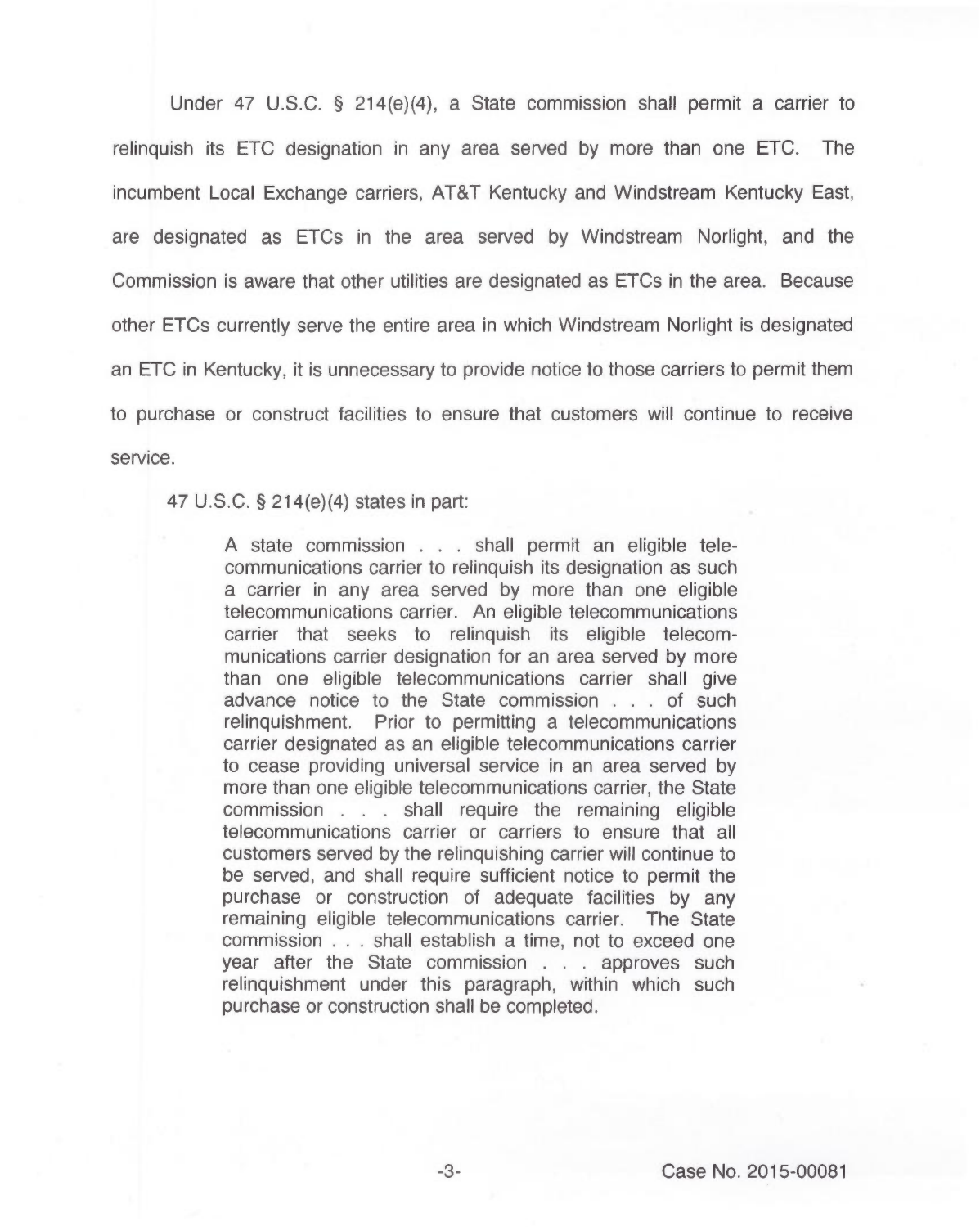Under 47 U.S.C. § 214(e)(4), a State commission shall permit a carrier to relinquish its ETC designation in any area served by more than one ETC. The incumbent Local Exchange carriers, AT&T Kentucky and Windstream Kentucky East, are designated as ETCs in the area served by Windstream Norlight, and the Commission is aware that other utilities are designated as ETCs in the area. Because other ETCs currently serve the entire area in which Windstream Norlight is designated an ETC in Kentucky, it is unnecessary to provide notice to those carriers to permit them to purchase or construct facilities to ensure that customers will continue to receive service.

47 U.S.C. § 214(e)(4) states in part:

> A state commission . . . shall permit an eligible telecommunications carrier to relinquish its designation as such a carrier in any area served by more than one eligible telecommunications carrier. An eligible telecommunications carrier that seeks to relinquish its eligible telecommunications carrier designation for an area served by more than one eligible telecommunications carrier shall give advance notice to the State commission . . . of such relinquishment. Prior to permitting a telecommunications carrier designated as an eligible telecommunications carrier to cease providing universal service in an area served by more than one eligible telecommunications carrier, the State commission . . . shall require the remaining eligible telecommunications carrier or carriers to ensure that all customers served by the relinquishing carrier will continue to be served, and shall require sufficient notice to permit the purchase or construction of adequate facilities by any remaining eligible telecommunications carrier. The State commission . . . shall establish a time, not to exceed one year after the State commission . . . approves such relinquishment under this paragraph, within which such purchase or construction shall be completed.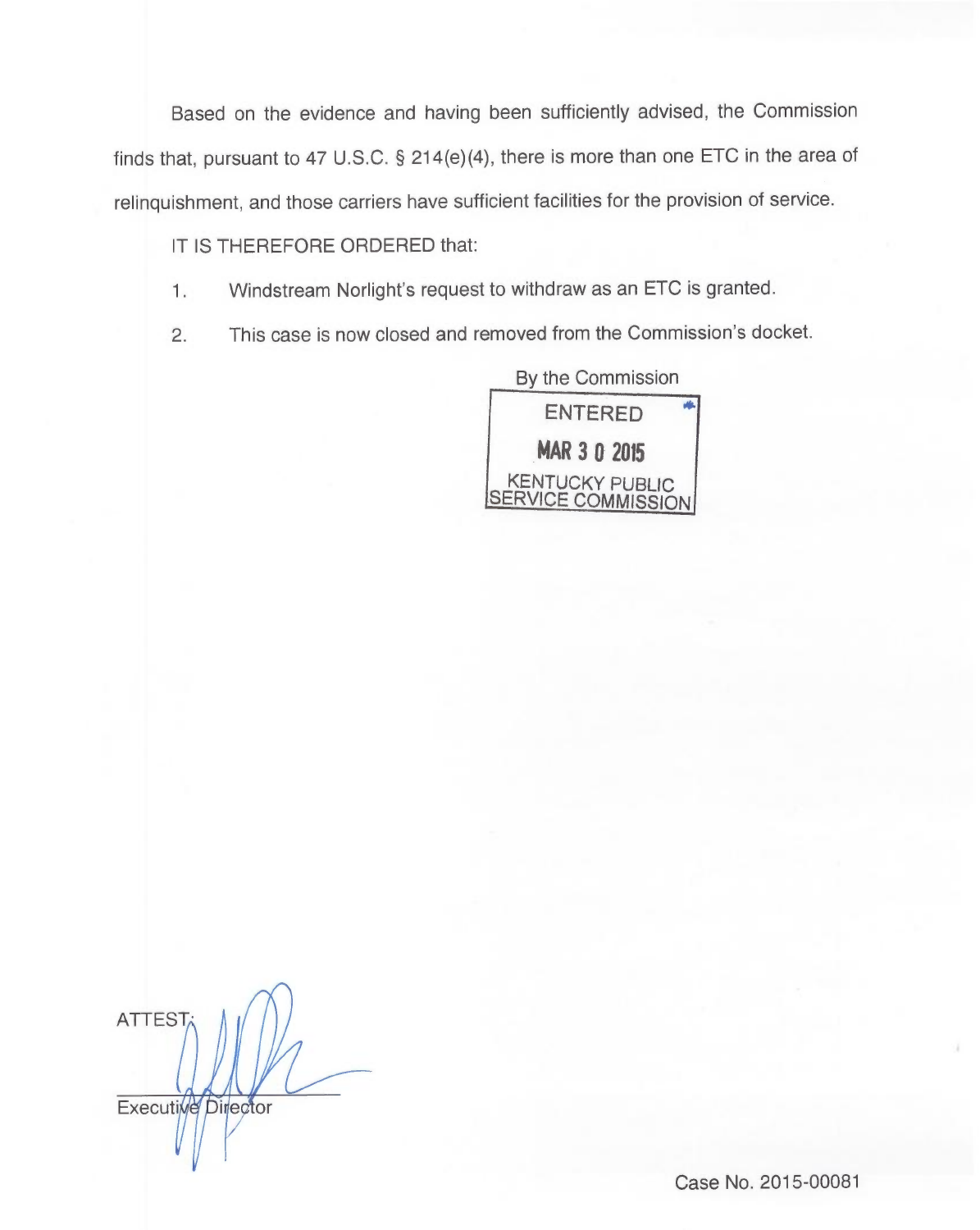Based on the evidence and having been sufficiently advised, the Commission finds that, pursuant to 47 U.S.C. § 214(e)(4), there is more than one ETC in the area of relinquishment, and those carriers have sufficient facilities for the provision of service.

IT IS THEREFORE ORDERED that:

1. Windstream Norlight's request to withdraw as an ETC is granted.

2. This case is now closed and removed from the Commission's docket.

By the Commission

ENTERED

MAR 3 0 2015

KENTUCKY PUBLIC SERVICE COMMISSION

ATTEST:

Executive Director

Case No. 2015-00081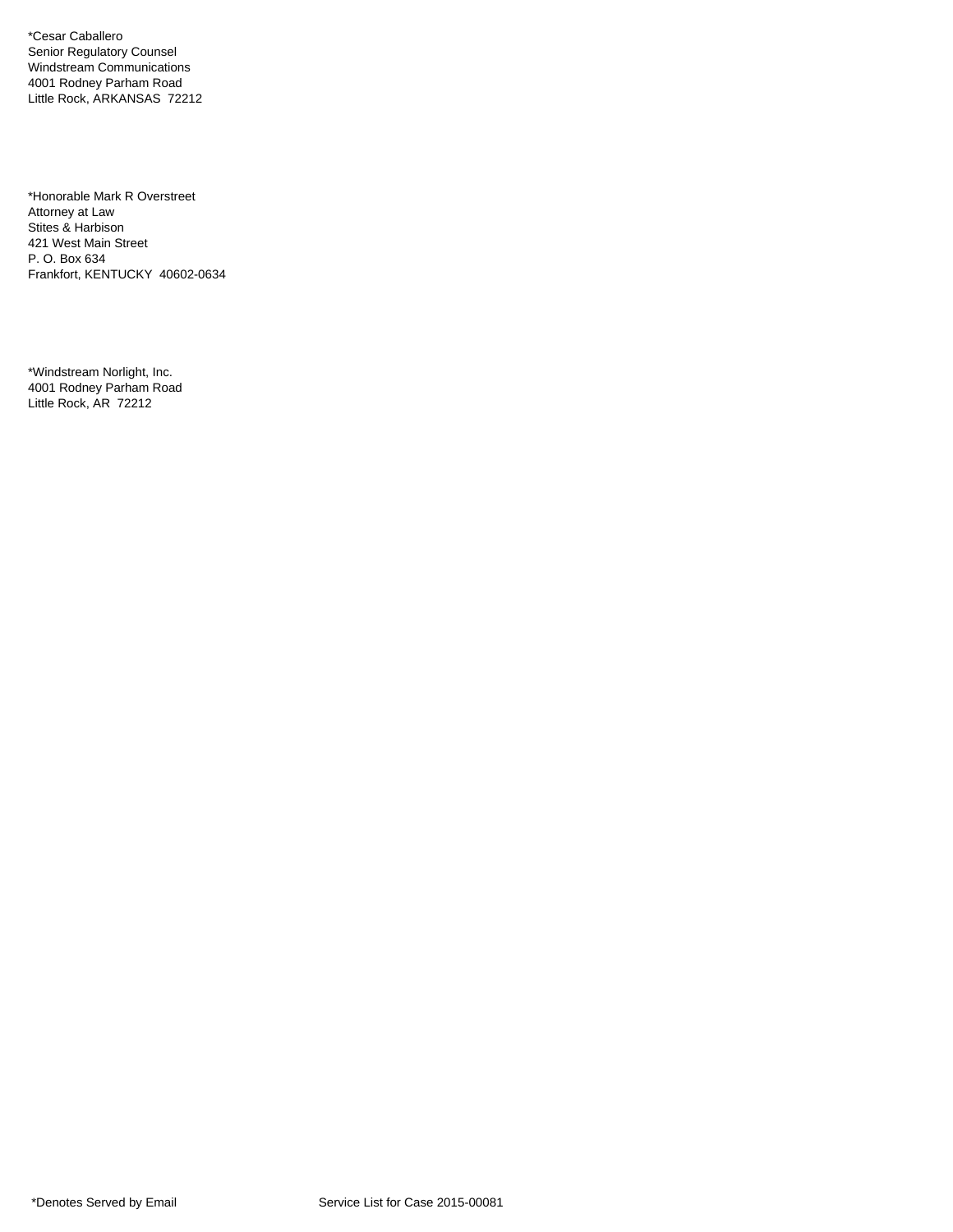*Cesar Caballero
Senior Regulatory Counsel
Windstream Communications
4001 Rodney Parham Road
Little Rock, ARKANSAS 72212

*Honorable Mark R Overstreet
Attorney at Law
Stites & Harbison
421 West Main Street
P. O. Box 634
Frankfort, KENTUCKY 40602-0634

*Windstream Norlight, Inc.
4001 Rodney Parham Road
Little Rock, AR 72212